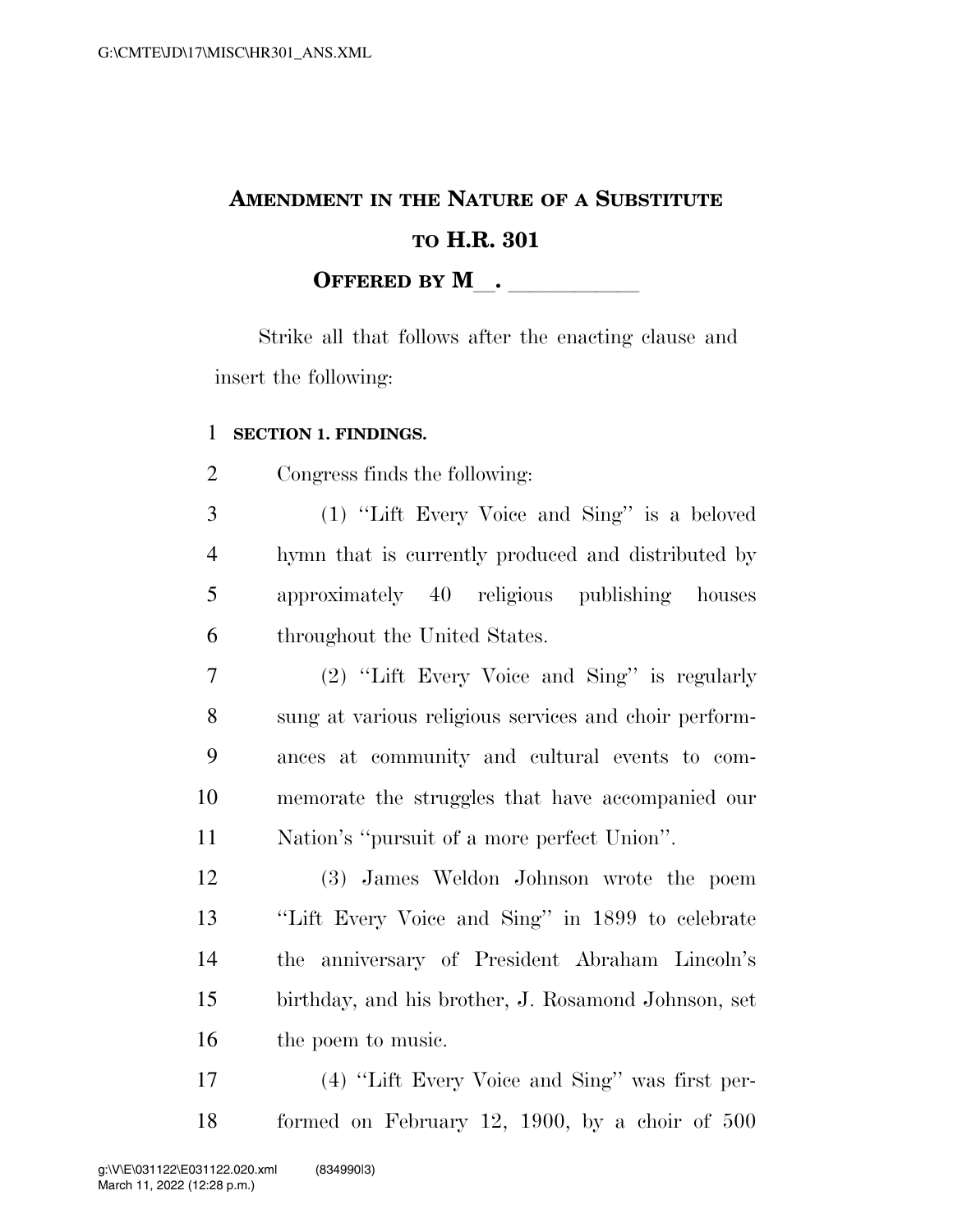# Amendment in the Nature of a Substitute to H.R. 301

**Offered by M\_\_. \_\_\_\_\_\_\_\_\_\_\_**

Strike all that follows after the enacting clause and insert the following:

**SECTION 1. FINDINGS.**

Congress finds the following:

(1) ''Lift Every Voice and Sing'' is a beloved hymn that is currently produced and distributed by approximately 40 religious publishing houses throughout the United States.

(2) ''Lift Every Voice and Sing'' is regularly sung at various religious services and choir performances at community and cultural events to commemorate the struggles that have accompanied our Nation's ''pursuit of a more perfect Union''.

(3) James Weldon Johnson wrote the poem ''Lift Every Voice and Sing'' in 1899 to celebrate the anniversary of President Abraham Lincoln's birthday, and his brother, J. Rosamond Johnson, set the poem to music.

(4) ''Lift Every Voice and Sing'' was first performed on February 12, 1900, by a choir of 500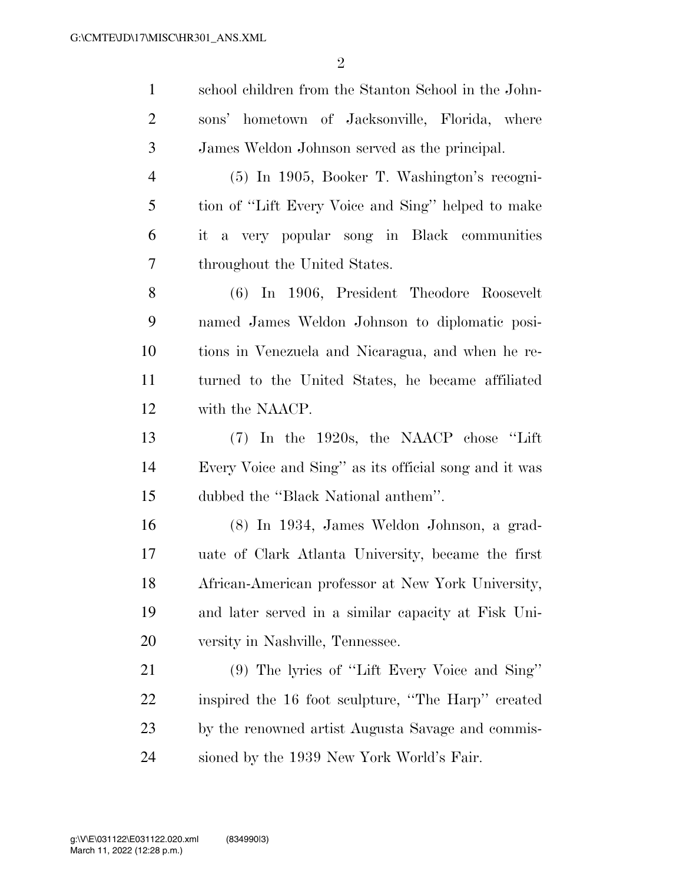school children from the Stanton School in the Johnsons' hometown of Jacksonville, Florida, where James Weldon Johnson served as the principal.

(5) In 1905, Booker T. Washington's recognition of "Lift Every Voice and Sing" helped to make it a very popular song in Black communities throughout the United States.

(6) In 1906, President Theodore Roosevelt named James Weldon Johnson to diplomatic positions in Venezuela and Nicaragua, and when he returned to the United States, he became affiliated with the NAACP.

(7) In the 1920s, the NAACP chose "Lift Every Voice and Sing" as its official song and it was dubbed the "Black National anthem".

(8) In 1934, James Weldon Johnson, a graduate of Clark Atlanta University, became the first African-American professor at New York University, and later served in a similar capacity at Fisk University in Nashville, Tennessee.

(9) The lyrics of "Lift Every Voice and Sing" inspired the 16 foot sculpture, "The Harp" created by the renowned artist Augusta Savage and commissioned by the 1939 New York World's Fair.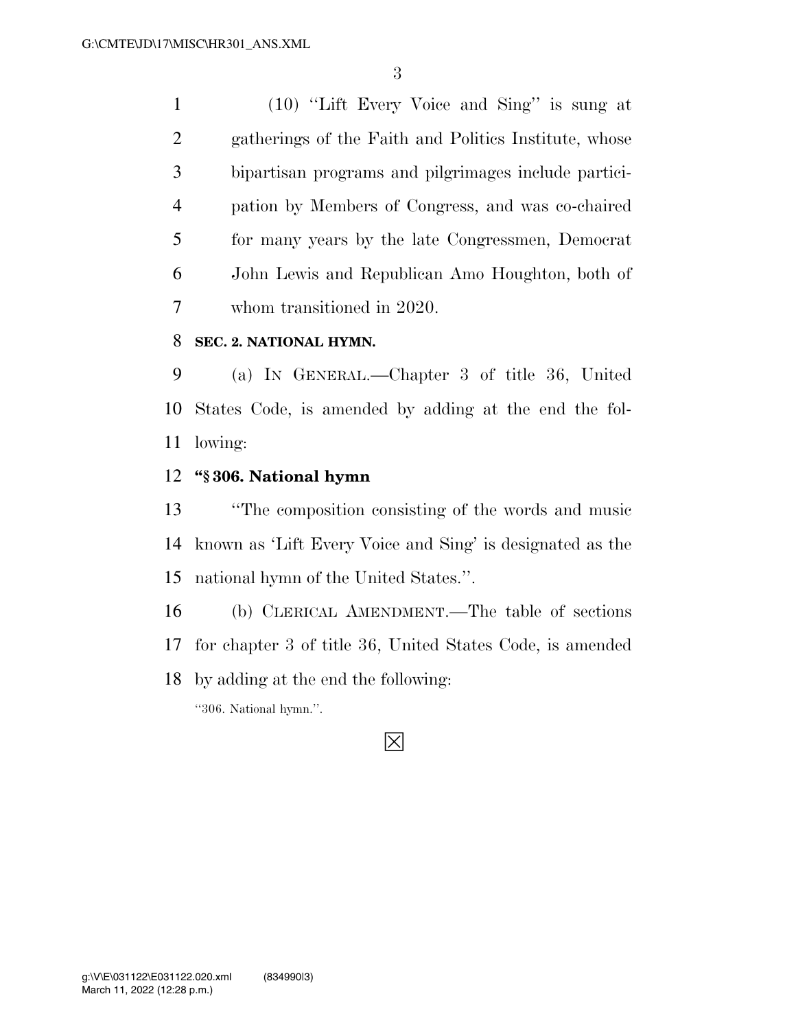(10) ''Lift Every Voice and Sing'' is sung at gatherings of the Faith and Politics Institute, whose bipartisan programs and pilgrimages include participation by Members of Congress, and was co-chaired for many years by the late Congressmen, Democrat John Lewis and Republican Amo Houghton, both of whom transitioned in 2020.

**SEC. 2. NATIONAL HYMN.**

(a) IN GENERAL.—Chapter 3 of title 36, United States Code, is amended by adding at the end the following:

**''§ 306. National hymn**

''The composition consisting of the words and music known as 'Lift Every Voice and Sing' is designated as the national hymn of the United States.''.

(b) CLERICAL AMENDMENT.—The table of sections for chapter 3 of title 36, United States Code, is amended by adding at the end the following:

''306. National hymn.''.